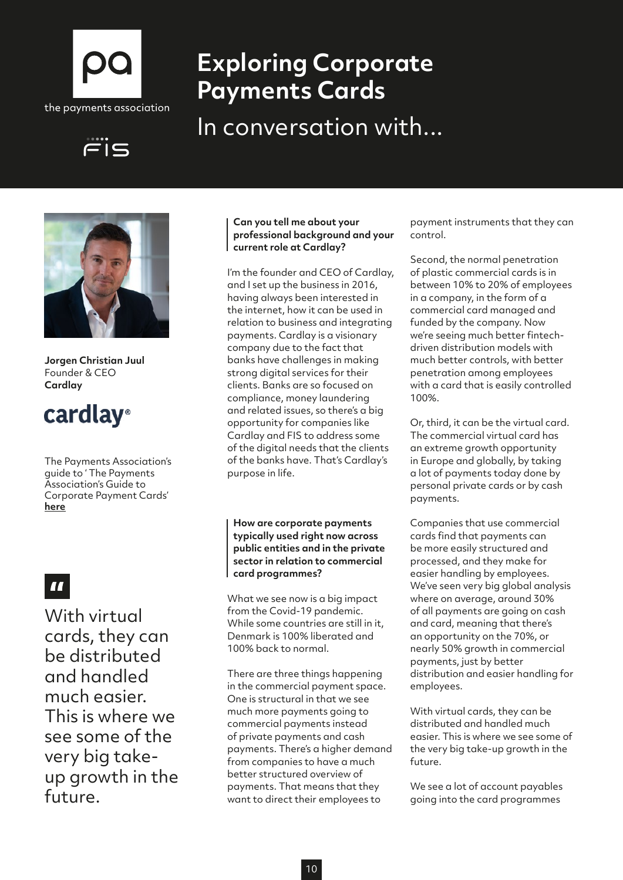# Exploring Corporate Payments Cards

## In conversation with...

**Jorgen Christian Juul**
Founder & CEO
**Cardlay**

The Payments Association's guide to ' The Payments Association's Guide to Corporate Payment Cards' **here**

> With virtual cards, they can be distributed and handled much easier. This is where we see some of the very big take-up growth in the future.

**Can you tell me about your professional background and your current role at Cardlay?**

I'm the founder and CEO of Cardlay, and I set up the business in 2016, having always been interested in the internet, how it can be used in relation to business and integrating payments. Cardlay is a visionary company due to the fact that banks have challenges in making strong digital services for their clients. Banks are so focused on compliance, money laundering and related issues, so there's a big opportunity for companies like Cardlay and FIS to address some of the digital needs that the clients of the banks have. That's Cardlay's purpose in life.

**How are corporate payments typically used right now across public entities and in the private sector in relation to commercial card programmes?**

What we see now is a big impact from the Covid-19 pandemic. While some countries are still in it, Denmark is 100% liberated and 100% back to normal.

There are three things happening in the commercial payment space. One is structural in that we see much more payments going to commercial payments instead of private payments and cash payments. There's a higher demand from companies to have a much better structured overview of payments. That means that they want to direct their employees to payment instruments that they can control.

Second, the normal penetration of plastic commercial cards is in between 10% to 20% of employees in a company, in the form of a commercial card managed and funded by the company. Now we're seeing much better fintech-driven distribution models with much better controls, with better penetration among employees with a card that is easily controlled 100%.

Or, third, it can be the virtual card. The commercial virtual card has an extreme growth opportunity in Europe and globally, by taking a lot of payments today done by personal private cards or by cash payments.

Companies that use commercial cards find that payments can be more easily structured and processed, and they make for easier handling by employees. We've seen very big global analysis where on average, around 30% of all payments are going on cash and card, meaning that there's an opportunity on the 70%, or nearly 50% growth in commercial payments, just by better distribution and easier handling for employees.

With virtual cards, they can be distributed and handled much easier. This is where we see some of the very big take-up growth in the future.

We see a lot of account payables going into the card programmes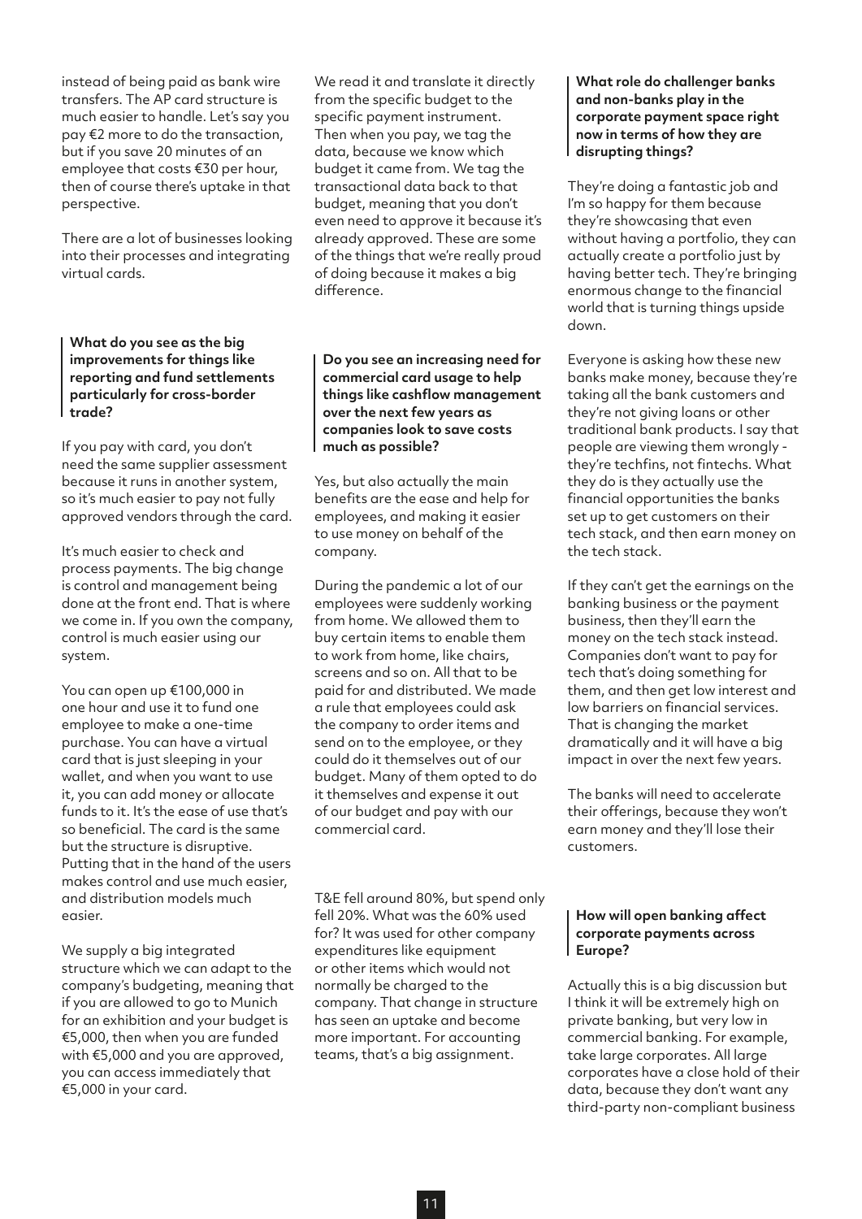instead of being paid as bank wire transfers. The AP card structure is much easier to handle. Let's say you pay €2 more to do the transaction, but if you save 20 minutes of an employee that costs €30 per hour, then of course there's uptake in that perspective.

There are a lot of businesses looking into their processes and integrating virtual cards.

**What do you see as the big improvements for things like reporting and fund settlements particularly for cross-border trade?**

If you pay with card, you don't need the same supplier assessment because it runs in another system, so it's much easier to pay not fully approved vendors through the card.

It's much easier to check and process payments. The big change is control and management being done at the front end. That is where we come in. If you own the company, control is much easier using our system.

You can open up €100,000 in one hour and use it to fund one employee to make a one-time purchase. You can have a virtual card that is just sleeping in your wallet, and when you want to use it, you can add money or allocate funds to it. It's the ease of use that's so beneficial. The card is the same but the structure is disruptive. Putting that in the hand of the users makes control and use much easier, and distribution models much easier.

We supply a big integrated structure which we can adapt to the company's budgeting, meaning that if you are allowed to go to Munich for an exhibition and your budget is €5,000, then when you are funded with €5,000 and you are approved, you can access immediately that €5,000 in your card.

We read it and translate it directly from the specific budget to the specific payment instrument. Then when you pay, we tag the data, because we know which budget it came from. We tag the transactional data back to that budget, meaning that you don't even need to approve it because it's already approved. These are some of the things that we're really proud of doing because it makes a big difference.

**Do you see an increasing need for commercial card usage to help things like cashflow management over the next few years as companies look to save costs much as possible?**

Yes, but also actually the main benefits are the ease and help for employees, and making it easier to use money on behalf of the company.

During the pandemic a lot of our employees were suddenly working from home. We allowed them to buy certain items to enable them to work from home, like chairs, screens and so on. All that to be paid for and distributed. We made a rule that employees could ask the company to order items and send on to the employee, or they could do it themselves out of our budget. Many of them opted to do it themselves and expense it out of our budget and pay with our commercial card.

T&E fell around 80%, but spend only fell 20%. What was the 60% used for? It was used for other company expenditures like equipment or other items which would not normally be charged to the company. That change in structure has seen an uptake and become more important. For accounting teams, that's a big assignment.

**What role do challenger banks and non-banks play in the corporate payment space right now in terms of how they are disrupting things?**

They're doing a fantastic job and I'm so happy for them because they're showcasing that even without having a portfolio, they can actually create a portfolio just by having better tech. They're bringing enormous change to the financial world that is turning things upside down.

Everyone is asking how these new banks make money, because they're taking all the bank customers and they're not giving loans or other traditional bank products. I say that people are viewing them wrongly - they're techfins, not fintechs. What they do is they actually use the financial opportunities the banks set up to get customers on their tech stack, and then earn money on the tech stack.

If they can't get the earnings on the banking business or the payment business, then they'll earn the money on the tech stack instead. Companies don't want to pay for tech that's doing something for them, and then get low interest and low barriers on financial services. That is changing the market dramatically and it will have a big impact in over the next few years.

The banks will need to accelerate their offerings, because they won't earn money and they'll lose their customers.

**How will open banking affect corporate payments across Europe?**

Actually this is a big discussion but I think it will be extremely high on private banking, but very low in commercial banking. For example, take large corporates. All large corporates have a close hold of their data, because they don't want any third-party non-compliant business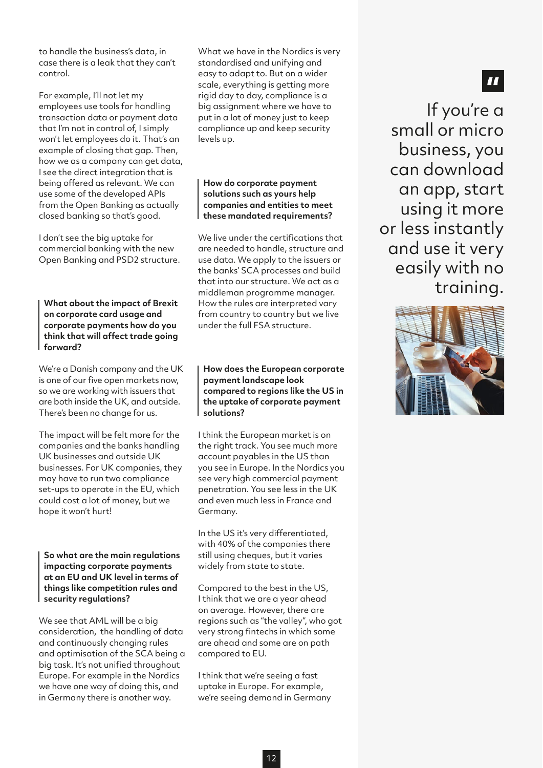to handle the business's data, in case there is a leak that they can't control.

For example, I'll not let my employees use tools for handling transaction data or payment data that I'm not in control of, I simply won't let employees do it. That's an example of closing that gap. Then, how we as a company can get data, I see the direct integration that is being offered as relevant. We can use some of the developed APIs from the Open Banking as actually closed banking so that's good.

I don't see the big uptake for commercial banking with the new Open Banking and PSD2 structure.

**What about the impact of Brexit on corporate card usage and corporate payments how do you think that will affect trade going forward?**

We're a Danish company and the UK is one of our five open markets now, so we are working with issuers that are both inside the UK, and outside. There's been no change for us.

The impact will be felt more for the companies and the banks handling UK businesses and outside UK businesses. For UK companies, they may have to run two compliance set-ups to operate in the EU, which could cost a lot of money, but we hope it won't hurt!

**So what are the main regulations impacting corporate payments at an EU and UK level in terms of things like competition rules and security regulations?**

We see that AML will be a big consideration, the handling of data and continuously changing rules and optimisation of the SCA being a big task. It's not unified throughout Europe. For example in the Nordics we have one way of doing this, and in Germany there is another way.

What we have in the Nordics is very standardised and unifying and easy to adapt to. But on a wider scale, everything is getting more rigid day to day, compliance is a big assignment where we have to put in a lot of money just to keep compliance up and keep security levels up.

**How do corporate payment solutions such as yours help companies and entities to meet these mandated requirements?**

We live under the certifications that are needed to handle, structure and use data. We apply to the issuers or the banks' SCA processes and build that into our structure. We act as a middleman programme manager. How the rules are interpreted vary from country to country but we live under the full FSA structure.

**How does the European corporate payment landscape look compared to regions like the US in the uptake of corporate payment solutions?**

I think the European market is on the right track. You see much more account payables in the US than you see in Europe. In the Nordics you see very high commercial payment penetration. You see less in the UK and even much less in France and Germany.

In the US it's very differentiated, with 40% of the companies there still using cheques, but it varies widely from state to state.

Compared to the best in the US, I think that we are a year ahead on average. However, there are regions such as "the valley", who got very strong fintechs in which some are ahead and some are on path compared to EU.

I think that we're seeing a fast uptake in Europe. For example, we're seeing demand in Germany

> "
>
> If you're a small or micro business, you can download an app, start using it more or less instantly and use it very easily with no training.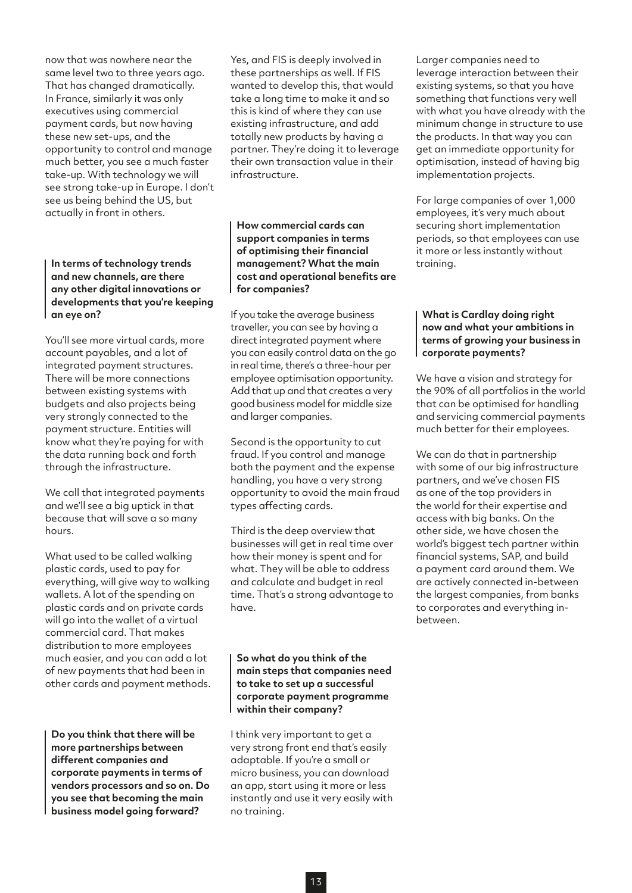now that was nowhere near the same level two to three years ago. That has changed dramatically. In France, similarly it was only executives using commercial payment cards, but now having these new set-ups, and the opportunity to control and manage much better, you see a much faster take-up. With technology we will see strong take-up in Europe. I don't see us being behind the US, but actually in front in others.

**In terms of technology trends and new channels, are there any other digital innovations or developments that you're keeping an eye on?**

You'll see more virtual cards, more account payables, and a lot of integrated payment structures. There will be more connections between existing systems with budgets and also projects being very strongly connected to the payment structure. Entities will know what they're paying for with the data running back and forth through the infrastructure.

We call that integrated payments and we'll see a big uptick in that because that will save a so many hours.

What used to be called walking plastic cards, used to pay for everything, will give way to walking wallets. A lot of the spending on plastic cards and on private cards will go into the wallet of a virtual commercial card. That makes distribution to more employees much easier, and you can add a lot of new payments that had been in other cards and payment methods.

**Do you think that there will be more partnerships between different companies and corporate payments in terms of vendors processors and so on. Do you see that becoming the main business model going forward?**

Yes, and FIS is deeply involved in these partnerships as well. If FIS wanted to develop this, that would take a long time to make it and so this is kind of where they can use existing infrastructure, and add totally new products by having a partner. They're doing it to leverage their own transaction value in their infrastructure.

**How commercial cards can support companies in terms of optimising their financial management? What the main cost and operational benefits are for companies?**

If you take the average business traveller, you can see by having a direct integrated payment where you can easily control data on the go in real time, there's a three-hour per employee optimisation opportunity. Add that up and that creates a very good business model for middle size and larger companies.

Second is the opportunity to cut fraud. If you control and manage both the payment and the expense handling, you have a very strong opportunity to avoid the main fraud types affecting cards.

Third is the deep overview that businesses will get in real time over how their money is spent and for what. They will be able to address and calculate and budget in real time. That's a strong advantage to have.

**So what do you think of the main steps that companies need to take to set up a successful corporate payment programme within their company?**

I think very important to get a very strong front end that's easily adaptable. If you're a small or micro business, you can download an app, start using it more or less instantly and use it very easily with no training.

Larger companies need to leverage interaction between their existing systems, so that you have something that functions very well with what you have already with the minimum change in structure to use the products. In that way you can get an immediate opportunity for optimisation, instead of having big implementation projects.

For large companies of over 1,000 employees, it's very much about securing short implementation periods, so that employees can use it more or less instantly without training.

**What is Cardlay doing right now and what your ambitions in terms of growing your business in corporate payments?**

We have a vision and strategy for the 90% of all portfolios in the world that can be optimised for handling and servicing commercial payments much better for their employees.

We can do that in partnership with some of our big infrastructure partners, and we've chosen FIS as one of the top providers in the world for their expertise and access with big banks. On the other side, we have chosen the world's biggest tech partner within financial systems, SAP, and build a payment card around them. We are actively connected in-between the largest companies, from banks to corporates and everything in-between.